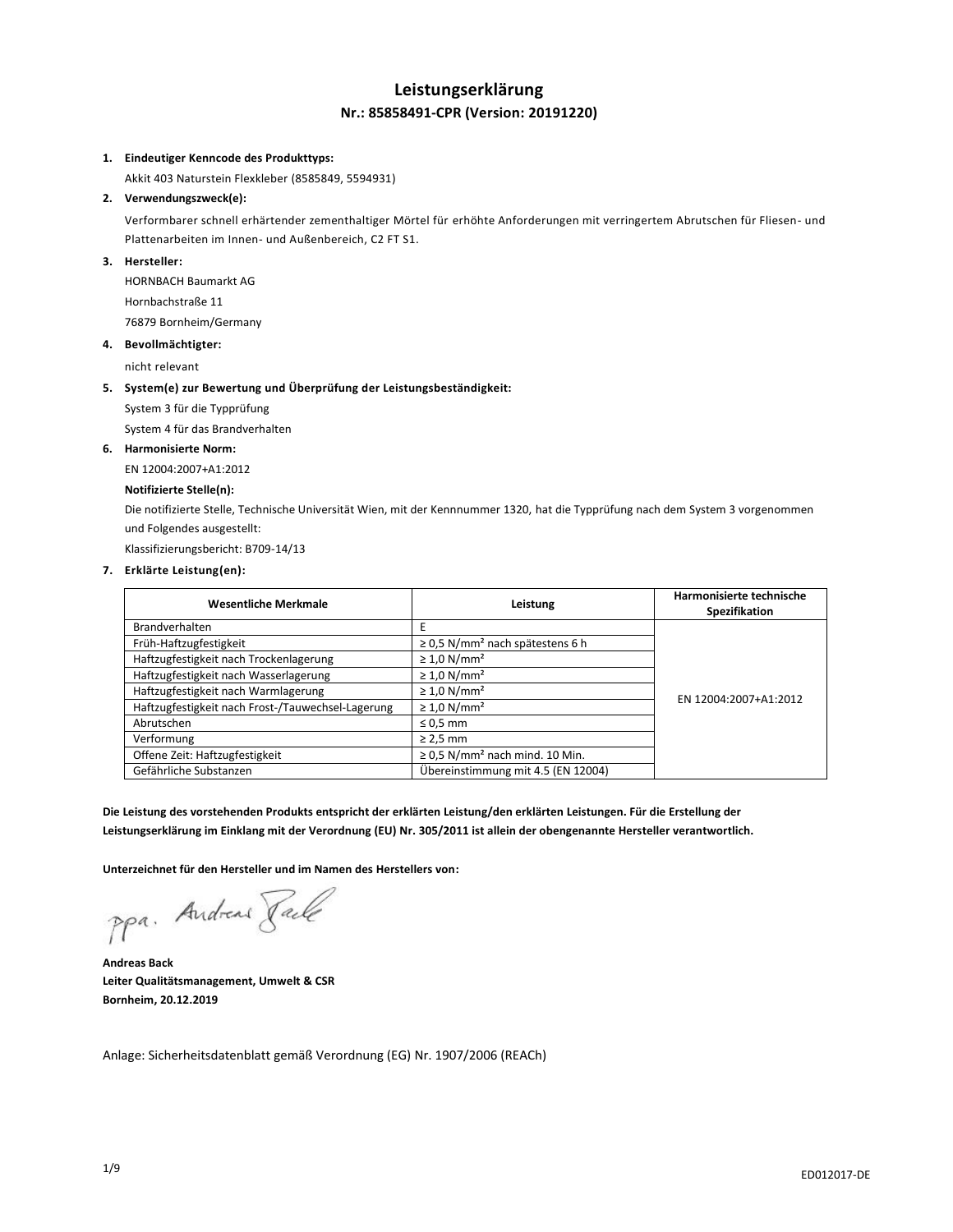# Leistungserklärung

## Nr.: 85858491-CPR (Version: 20191220)

1. **Eindeutiger Kenncode des Produkttyps:**

   Akkit 403 Naturstein Flexkleber (8585849, 5594931)

2. **Verwendungszweck(e):**

   Verformbarer schnell erhärtender zementhaltiger Mörtel für erhöhte Anforderungen mit verringertem Abrutschen für Fliesen- und Plattenarbeiten im Innen- und Außenbereich, C2 FT S1.

3. **Hersteller:**

   HORNBACH Baumarkt AG

   Hornbachstraße 11

   76879 Bornheim/Germany

4. **Bevollmächtigter:**

   nicht relevant

5. **System(e) zur Bewertung und Überprüfung der Leistungsbeständigkeit:**

   System 3 für die Typprüfung

   System 4 für das Brandverhalten

6. **Harmonisierte Norm:**

   EN 12004:2007+A1:2012

   **Notifizierte Stelle(n):**

   Die notifizierte Stelle, Technische Universität Wien, mit der Kennnummer 1320, hat die Typprüfung nach dem System 3 vorgenommen und Folgendes ausgestellt:

   Klassifizierungsbericht: B709-14/13

7. **Erklärte Leistung(en):**

| Wesentliche Merkmale | Leistung | Harmonisierte technische Spezifikation |
|---|---|---|
| Brandverhalten | E | EN 12004:2007+A1:2012 |
| Früh-Haftzugfestigkeit | ≥ 0,5 N/mm² nach spätestens 6 h | |
| Haftzugfestigkeit nach Trockenlagerung | ≥ 1,0 N/mm² | |
| Haftzugfestigkeit nach Wasserlagerung | ≥ 1,0 N/mm² | |
| Haftzugfestigkeit nach Warmlagerung | ≥ 1,0 N/mm² | |
| Haftzugfestigkeit nach Frost-/Tauwechsel-Lagerung | ≥ 1,0 N/mm² | |
| Abrutschen | ≤ 0,5 mm | |
| Verformung | ≥ 2,5 mm | |
| Offene Zeit: Haftzugfestigkeit | ≥ 0,5 N/mm² nach mind. 10 Min. | |
| Gefährliche Substanzen | Übereinstimmung mit 4.5 (EN 12004) | |

**Die Leistung des vorstehenden Produkts entspricht der erklärten Leistung/den erklärten Leistungen. Für die Erstellung der Leistungserklärung im Einklang mit der Verordnung (EU) Nr. 305/2011 ist allein der obengenannte Hersteller verantwortlich.**

**Unterzeichnet für den Hersteller und im Namen des Herstellers von:**

ppa. Andreas Back

**Andreas Back**
**Leiter Qualitätsmanagement, Umwelt & CSR**
**Bornheim, 20.12.2019**

Anlage: Sicherheitsdatenblatt gemäß Verordnung (EG) Nr. 1907/2006 (REACh)

ED012017-DE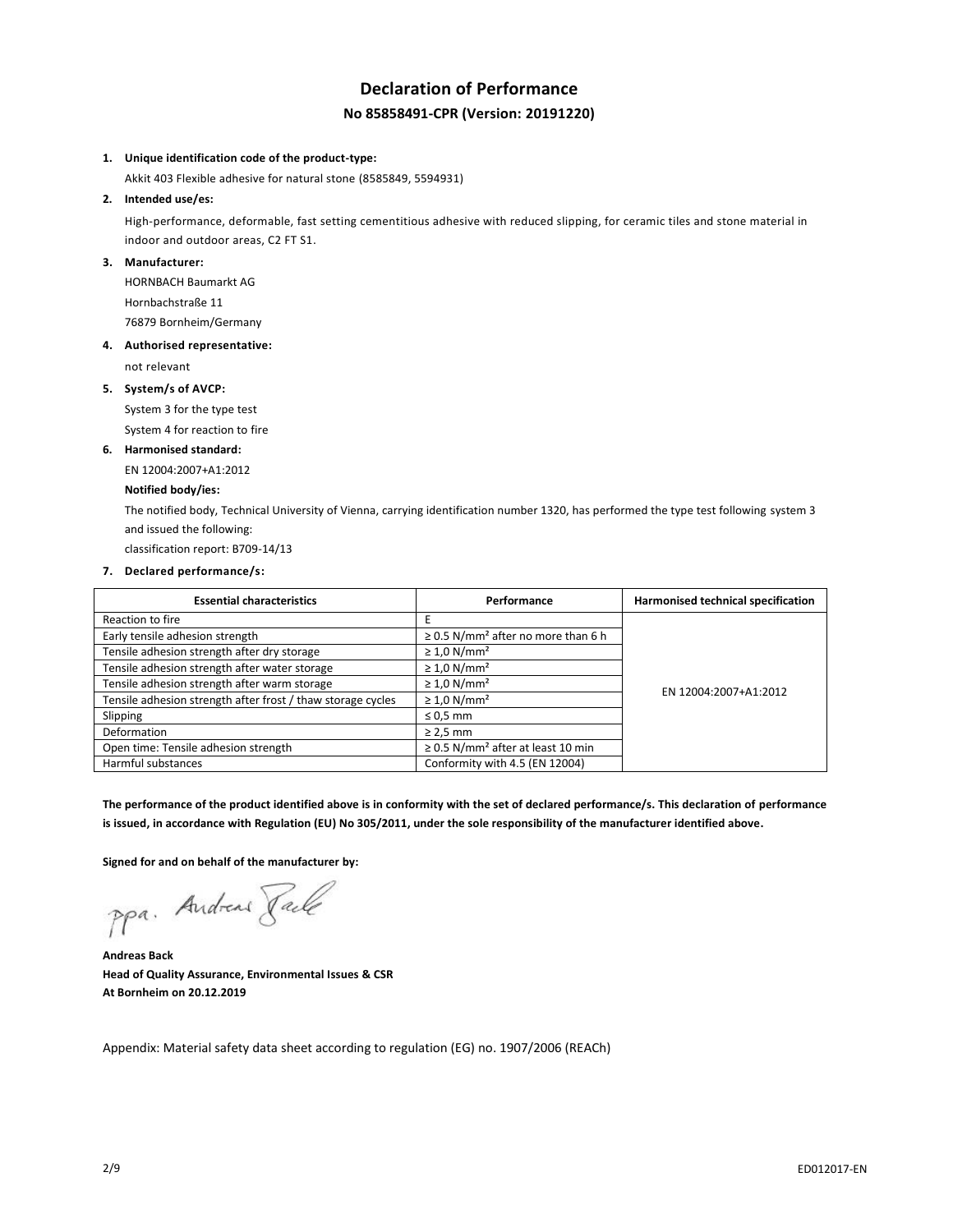# Declaration of Performance

## No 85858491-CPR (Version: 20191220)

1. **Unique identification code of the product-type:**

   Akkit 403 Flexible adhesive for natural stone (8585849, 5594931)

2. **Intended use/es:**

   High-performance, deformable, fast setting cementitious adhesive with reduced slipping, for ceramic tiles and stone material in indoor and outdoor areas, C2 FT S1.

3. **Manufacturer:**

   HORNBACH Baumarkt AG
   Hornbachstraße 11
   76879 Bornheim/Germany

4. **Authorised representative:**

   not relevant

5. **System/s of AVCP:**

   System 3 for the type test
   System 4 for reaction to fire

6. **Harmonised standard:**

   EN 12004:2007+A1:2012

   **Notified body/ies:**

   The notified body, Technical University of Vienna, carrying identification number 1320, has performed the type test following system 3 and issued the following:
   classification report: B709-14/13

7. **Declared performance/s:**

| Essential characteristics | Performance | Harmonised technical specification |
|---|---|---|
| Reaction to fire | E | EN 12004:2007+A1:2012 |
| Early tensile adhesion strength | ≥ 0.5 N/mm² after no more than 6 h | |
| Tensile adhesion strength after dry storage | ≥ 1,0 N/mm² | |
| Tensile adhesion strength after water storage | ≥ 1,0 N/mm² | |
| Tensile adhesion strength after warm storage | ≥ 1,0 N/mm² | |
| Tensile adhesion strength after frost / thaw storage cycles | ≥ 1,0 N/mm² | |
| Slipping | ≤ 0,5 mm | |
| Deformation | ≥ 2,5 mm | |
| Open time: Tensile adhesion strength | ≥ 0.5 N/mm² after at least 10 min | |
| Harmful substances | Conformity with 4.5 (EN 12004) | |

**The performance of the product identified above is in conformity with the set of declared performance/s. This declaration of performance is issued, in accordance with Regulation (EU) No 305/2011, under the sole responsibility of the manufacturer identified above.**

**Signed for and on behalf of the manufacturer by:**

ppa. Andreas Back

**Andreas Back**
**Head of Quality Assurance, Environmental Issues & CSR**
**At Bornheim on 20.12.2019**

Appendix: Material safety data sheet according to regulation (EG) no. 1907/2006 (REACh)

ED012017-EN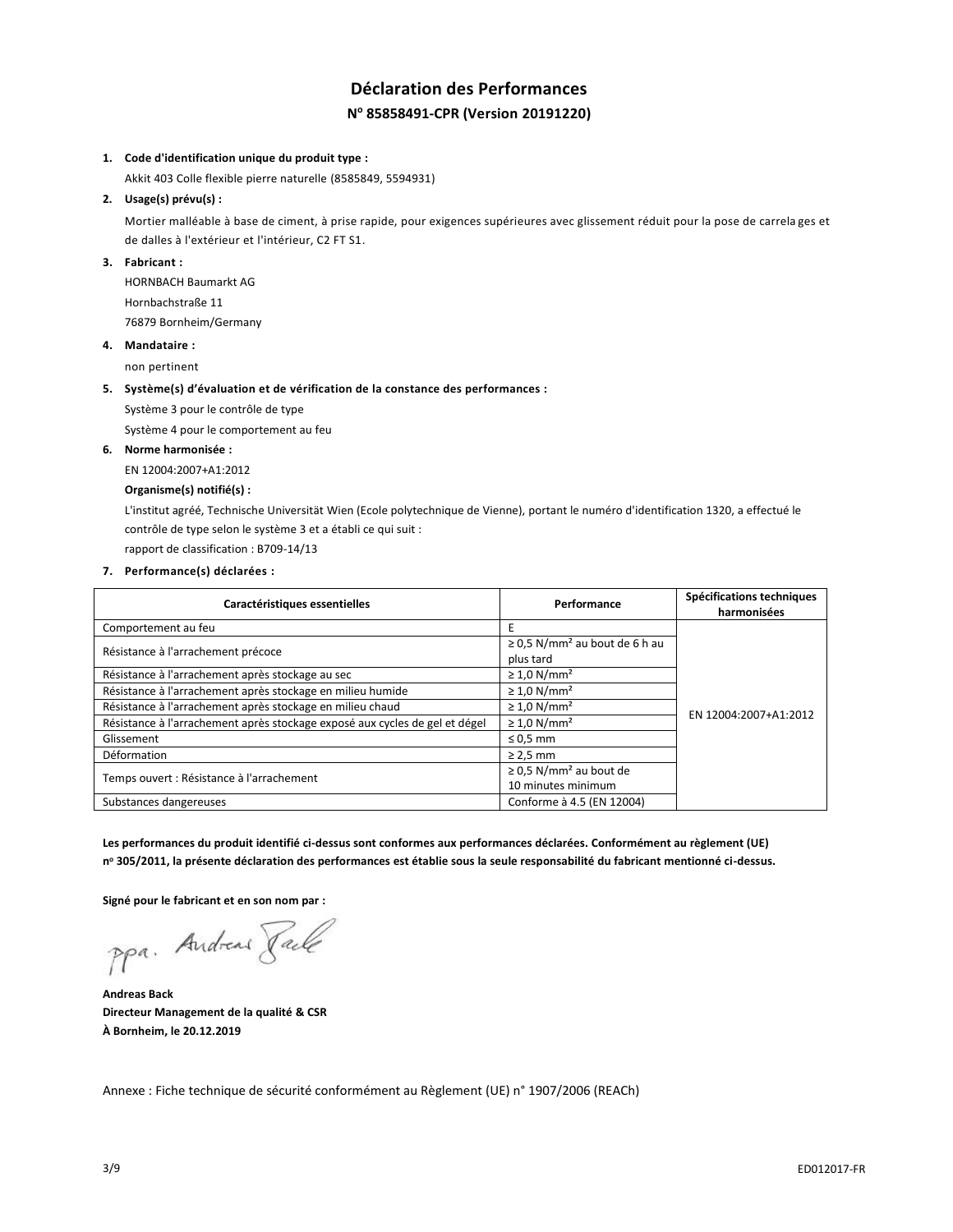# Déclaration des Performances

## N° 85858491-CPR (Version 20191220)

1. **Code d'identification unique du produit type :**
   Akkit 403 Colle flexible pierre naturelle (8585849, 5594931)
2. **Usage(s) prévu(s) :**
   Mortier malléable à base de ciment, à prise rapide, pour exigences supérieures avec glissement réduit pour la pose de carrelages et de dalles à l'extérieur et l'intérieur, C2 FT S1.
3. **Fabricant :**
   HORNBACH Baumarkt AG
   Hornbachstraße 11
   76879 Bornheim/Germany
4. **Mandataire :**
   non pertinent
5. **Système(s) d'évaluation et de vérification de la constance des performances :**
   Système 3 pour le contrôle de type
   Système 4 pour le comportement au feu
6. **Norme harmonisée :**
   EN 12004:2007+A1:2012
   **Organisme(s) notifié(s) :**
   L'institut agréé, Technische Universität Wien (Ecole polytechnique de Vienne), portant le numéro d'identification 1320, a effectué le contrôle de type selon le système 3 et a établi ce qui suit :
   rapport de classification : B709-14/13
7. **Performance(s) déclarées :**

| Caractéristiques essentielles | Performance | Spécifications techniques harmonisées |
|---|---|---|
| Comportement au feu | E | EN 12004:2007+A1:2012 |
| Résistance à l'arrachement précoce | ≥ 0,5 N/mm² au bout de 6 h au plus tard | |
| Résistance à l'arrachement après stockage au sec | ≥ 1,0 N/mm² | |
| Résistance à l'arrachement après stockage en milieu humide | ≥ 1,0 N/mm² | |
| Résistance à l'arrachement après stockage en milieu chaud | ≥ 1,0 N/mm² | |
| Résistance à l'arrachement après stockage exposé aux cycles de gel et dégel | ≥ 1,0 N/mm² | |
| Glissement | ≤ 0,5 mm | |
| Déformation | ≥ 2,5 mm | |
| Temps ouvert : Résistance à l'arrachement | ≥ 0,5 N/mm² au bout de 10 minutes minimum | |
| Substances dangereuses | Conforme à 4.5 (EN 12004) | |

**Les performances du produit identifié ci-dessus sont conformes aux performances déclarées. Conformément au règlement (UE) n° 305/2011, la présente déclaration des performances est établie sous la seule responsabilité du fabricant mentionné ci-dessus.**

**Signé pour le fabricant et en son nom par :**

ppa. Andreas Back

**Andreas Back**
**Directeur Management de la qualité & CSR**
**À Bornheim, le 20.12.2019**

Annexe : Fiche technique de sécurité conformément au Règlement (UE) n° 1907/2006 (REACh)

ED012017-FR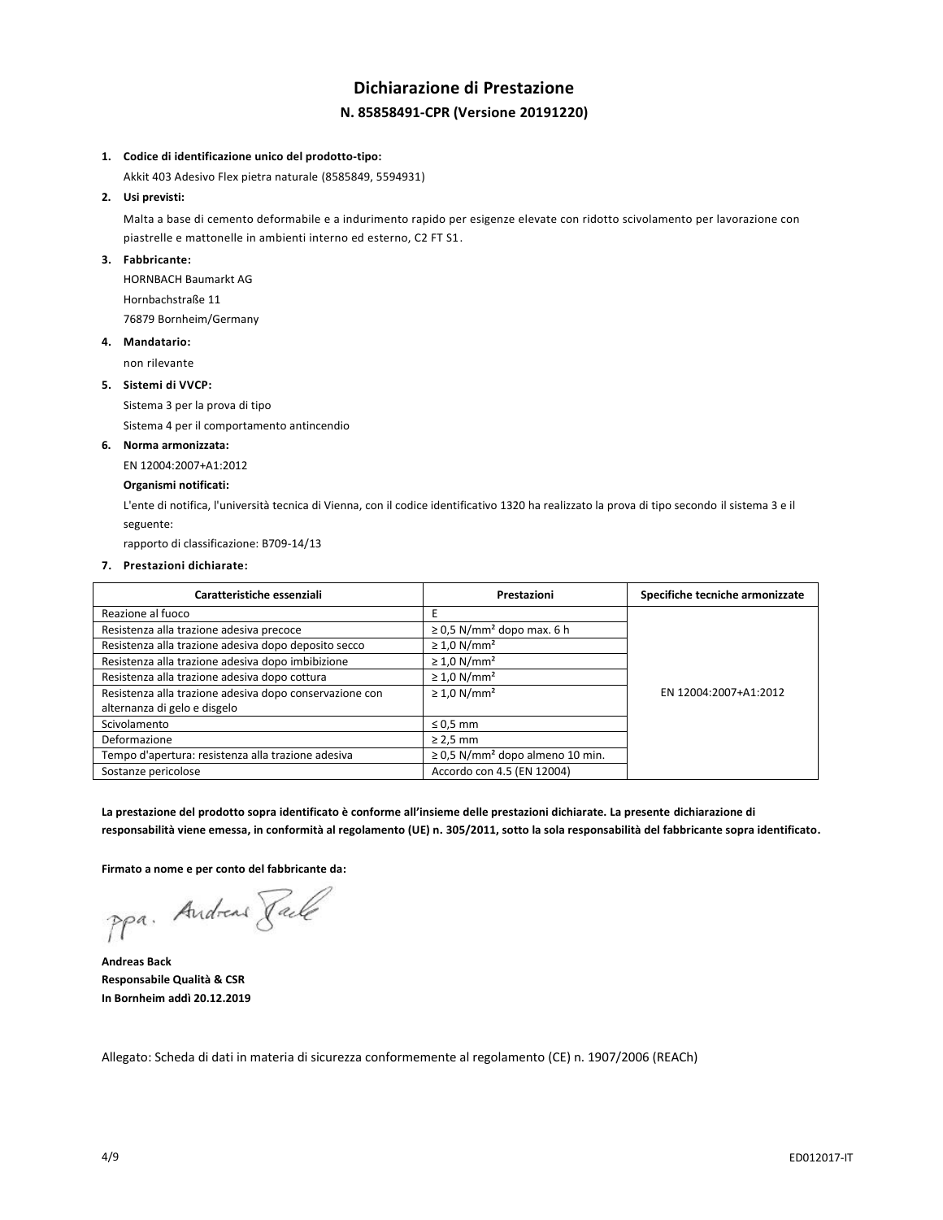# Dichiarazione di Prestazione

## N. 85858491-CPR (Versione 20191220)

1. **Codice di identificazione unico del prodotto-tipo:**

   Akkit 403 Adesivo Flex pietra naturale (8585849, 5594931)

2. **Usi previsti:**

   Malta a base di cemento deformabile e a indurimento rapido per esigenze elevate con ridotto scivolamento per lavorazione con piastrelle e mattonelle in ambienti interno ed esterno, C2 FT S1.

3. **Fabbricante:**

   HORNBACH Baumarkt AG
   Hornbachstraße 11
   76879 Bornheim/Germany

4. **Mandatario:**

   non rilevante

5. **Sistemi di VVCP:**

   Sistema 3 per la prova di tipo
   Sistema 4 per il comportamento antincendio

6. **Norma armonizzata:**

   EN 12004:2007+A1:2012

   **Organismi notificati:**

   L'ente di notifica, l'università tecnica di Vienna, con il codice identificativo 1320 ha realizzato la prova di tipo secondo il sistema 3 e il seguente:
   rapporto di classificazione: B709-14/13

7. **Prestazioni dichiarate:**

| Caratteristiche essenziali | Prestazioni | Specifiche tecniche armonizzate |
|---|---|---|
| Reazione al fuoco | E | EN 12004:2007+A1:2012 |
| Resistenza alla trazione adesiva precoce | ≥ 0,5 N/mm² dopo max. 6 h | |
| Resistenza alla trazione adesiva dopo deposito secco | ≥ 1,0 N/mm² | |
| Resistenza alla trazione adesiva dopo imbibizione | ≥ 1,0 N/mm² | |
| Resistenza alla trazione adesiva dopo cottura | ≥ 1,0 N/mm² | |
| Resistenza alla trazione adesiva dopo conservazione con alternanza di gelo e disgelo | ≥ 1,0 N/mm² | |
| Scivolamento | ≤ 0,5 mm | |
| Deformazione | ≥ 2,5 mm | |
| Tempo d'apertura: resistenza alla trazione adesiva | ≥ 0,5 N/mm² dopo almeno 10 min. | |
| Sostanze pericolose | Accordo con 4.5 (EN 12004) | |

**La prestazione del prodotto sopra identificato è conforme all'insieme delle prestazioni dichiarate. La presente dichiarazione di responsabilità viene emessa, in conformità al regolamento (UE) n. 305/2011, sotto la sola responsabilità del fabbricante sopra identificato.**

**Firmato a nome e per conto del fabbricante da:**

ppa. Andreas Back

**Andreas Back**
**Responsabile Qualità & CSR**
**In Bornheim addì 20.12.2019**

Allegato: Scheda di dati in materia di sicurezza conformemente al regolamento (CE) n. 1907/2006 (REACh)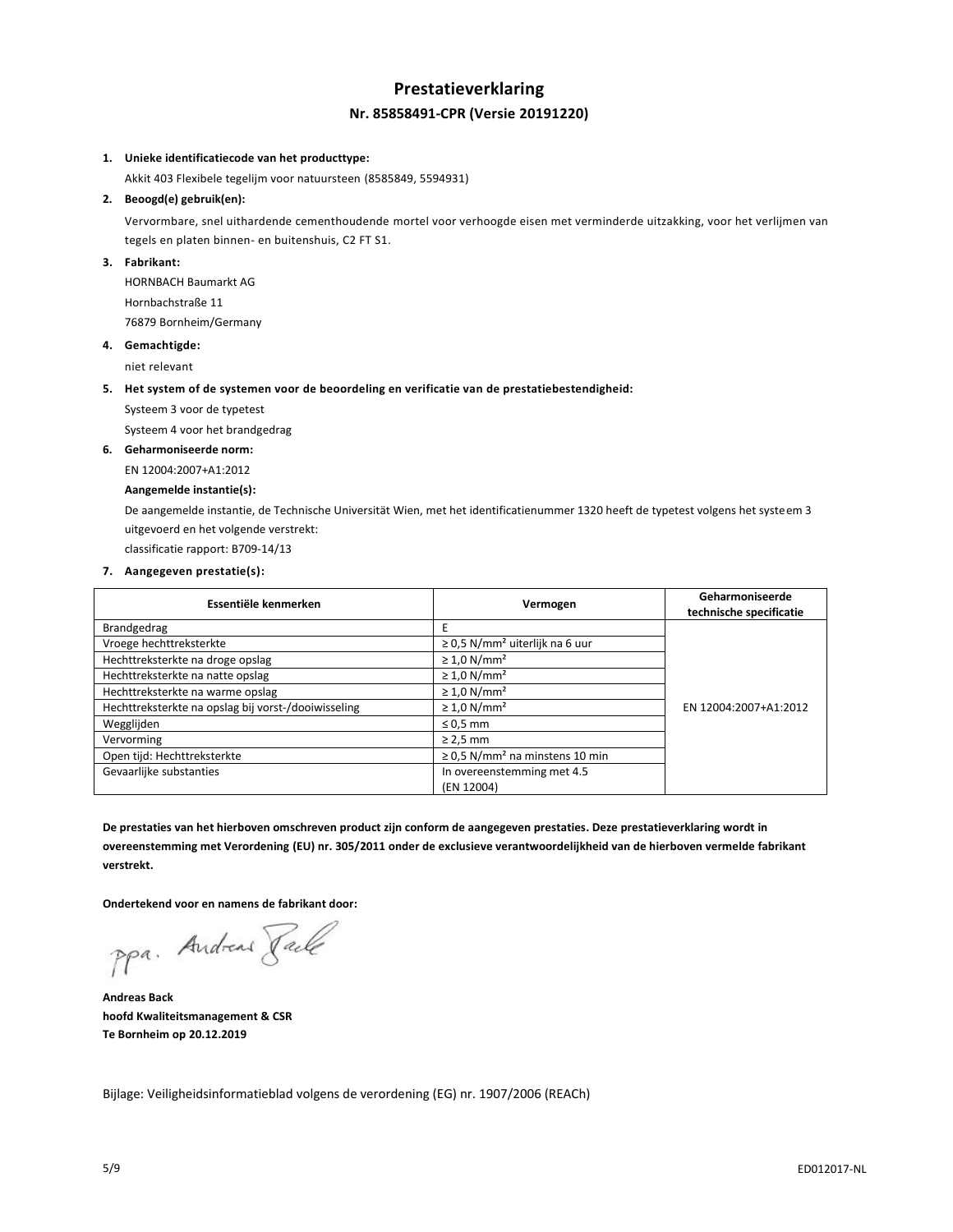# Prestatieverklaring

## Nr. 85858491-CPR (Versie 20191220)

1. **Unieke identificatiecode van het producttype:**

   Akkit 403 Flexibele tegelijm voor natuursteen (8585849, 5594931)

2. **Beoogd(e) gebruik(en):**

   Vervormbare, snel uithardende cementhoudende mortel voor verhoogde eisen met verminderde uitzakking, voor het verlijmen van tegels en platen binnen- en buitenshuis, C2 FT S1.

3. **Fabrikant:**

   HORNBACH Baumarkt AG
   Hornbachstraße 11
   76879 Bornheim/Germany

4. **Gemachtigde:**

   niet relevant

5. **Het system of de systemen voor de beoordeling en verificatie van de prestatiebestendigheid:**

   Systeem 3 voor de typetest
   Systeem 4 voor het brandgedrag

6. **Geharmoniseerde norm:**

   EN 12004:2007+A1:2012

   **Aangemelde instantie(s):**

   De aangemelde instantie, de Technische Universität Wien, met het identificatienummer 1320 heeft de typetest volgens het systeem 3 uitgevoerd en het volgende verstrekt:
   classificatie rapport: B709-14/13

7. **Aangegeven prestatie(s):**

| Essentiële kenmerken | Vermogen | Geharmoniseerde technische specificatie |
|---|---|---|
| Brandgedrag | E | EN 12004:2007+A1:2012 |
| Vroege hechttreksterkte | ≥ 0,5 N/mm² uiterlijk na 6 uur | |
| Hechttreksterkte na droge opslag | ≥ 1,0 N/mm² | |
| Hechttreksterkte na natte opslag | ≥ 1,0 N/mm² | |
| Hechttreksterkte na warme opslag | ≥ 1,0 N/mm² | |
| Hechttreksterkte na opslag bij vorst-/dooiwisseling | ≥ 1,0 N/mm² | |
| Wegglijden | ≤ 0,5 mm | |
| Vervorming | ≥ 2,5 mm | |
| Open tijd: Hechttreksterkte | ≥ 0,5 N/mm² na minstens 10 min | |
| Gevaarlijke substanties | In overeenstemming met 4.5 (EN 12004) | |

**De prestaties van het hierboven omschreven product zijn conform de aangegeven prestaties. Deze prestatieverklaring wordt in overeenstemming met Verordening (EU) nr. 305/2011 onder de exclusieve verantwoordelijkheid van de hierboven vermelde fabrikant verstrekt.**

**Ondertekend voor en namens de fabrikant door:**

ppa. Andreas Back

**Andreas Back**
**hoofd Kwaliteitsmanagement & CSR**
**Te Bornheim op 20.12.2019**

Bijlage: Veiligheidsinformatieblad volgens de verordening (EG) nr. 1907/2006 (REACh)

ED012017-NL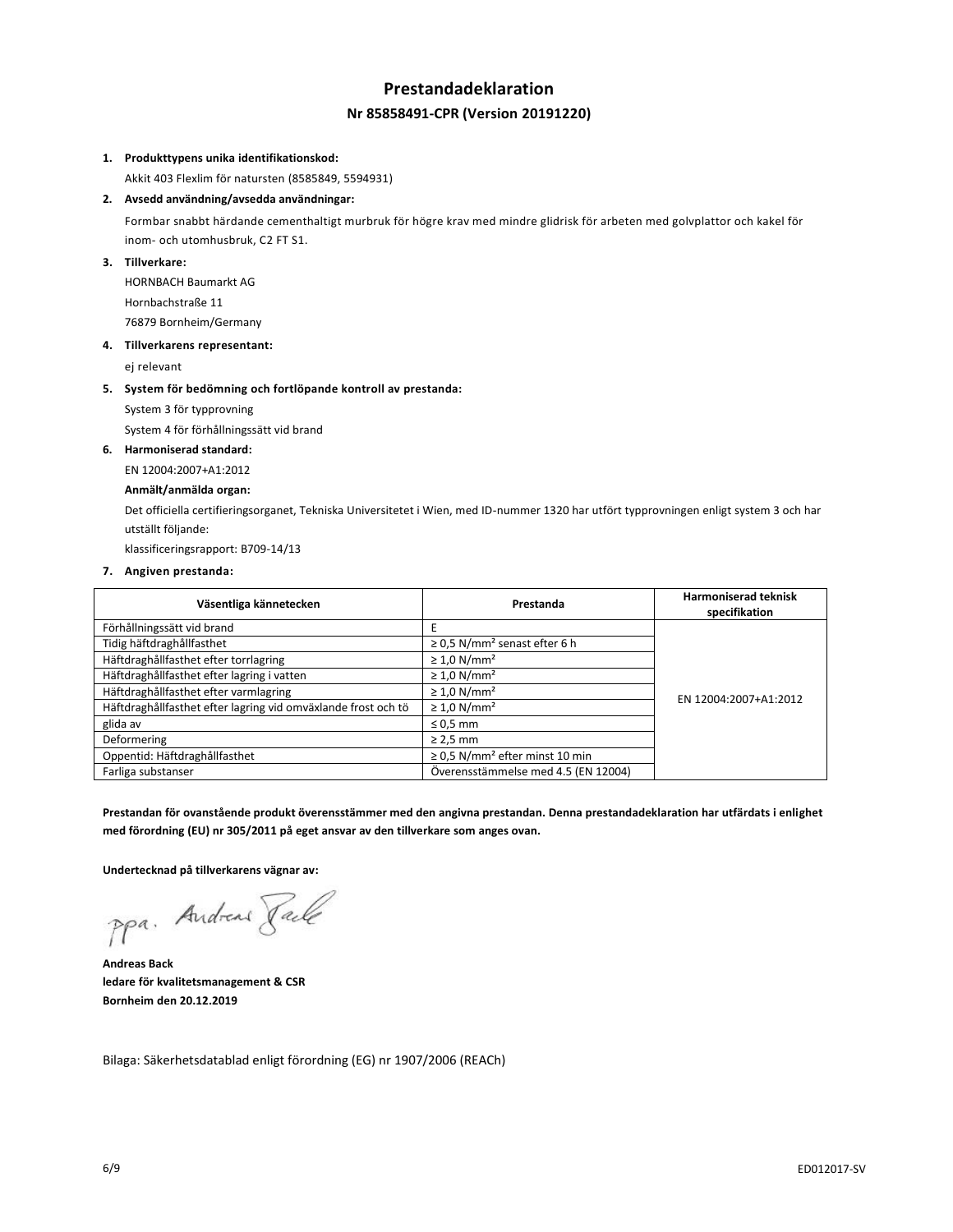# Prestandadeklaration

## Nr 85858491-CPR (Version 20191220)

1. **Produkttypens unika identifikationskod:**

   Akkit 403 Flexlim för natursten (8585849, 5594931)

2. **Avsedd användning/avsedda användningar:**

   Formbar snabbt härdande cementhaltigt murbruk för högre krav med mindre glidrisk för arbeten med golvplattor och kakel för inom- och utomhusbruk, C2 FT S1.

3. **Tillverkare:**

   HORNBACH Baumarkt AG

   Hornbachstraße 11

   76879 Bornheim/Germany

4. **Tillverkarens representant:**

   ej relevant

5. **System för bedömning och fortlöpande kontroll av prestanda:**

   System 3 för typprovning

   System 4 för förhållningssätt vid brand

6. **Harmoniserad standard:**

   EN 12004:2007+A1:2012

   **Anmält/anmälda organ:**

   Det officiella certifieringsorganet, Tekniska Universitetet i Wien, med ID-nummer 1320 har utfört typprovningen enligt system 3 och har utställt följande:

   klassificeringsrapport: B709-14/13

7. **Angiven prestanda:**

| Väsentliga kännetecken | Prestanda | Harmoniserad teknisk specifikation |
|---|---|---|
| Förhållningssätt vid brand | E | EN 12004:2007+A1:2012 |
| Tidig häftdraghållfasthet | ≥ 0,5 N/mm² senast efter 6 h | |
| Häftdraghållfasthet efter torrlagring | ≥ 1,0 N/mm² | |
| Häftdraghållfasthet efter lagring i vatten | ≥ 1,0 N/mm² | |
| Häftdraghållfasthet efter varmlagring | ≥ 1,0 N/mm² | |
| Häftdraghållfasthet efter lagring vid omväxlande frost och tö | ≥ 1,0 N/mm² | |
| glida av | ≤ 0,5 mm | |
| Deformering | ≥ 2,5 mm | |
| Oppentid: Häftdraghållfasthet | ≥ 0,5 N/mm² efter minst 10 min | |
| Farliga substanser | Överensstämmelse med 4.5 (EN 12004) | |

**Prestandan för ovanstående produkt överensstämmer med den angivna prestandan. Denna prestandadeklaration har utfärdats i enlighet med förordning (EU) nr 305/2011 på eget ansvar av den tillverkare som anges ovan.**

**Undertecknad på tillverkarens vägnar av:**

ppa. Andreas Back

**Andreas Back**
**ledare för kvalitetsmanagement & CSR**
**Bornheim den 20.12.2019**

Bilaga: Säkerhetsdatablad enligt förordning (EG) nr 1907/2006 (REACh)

ED012017-SV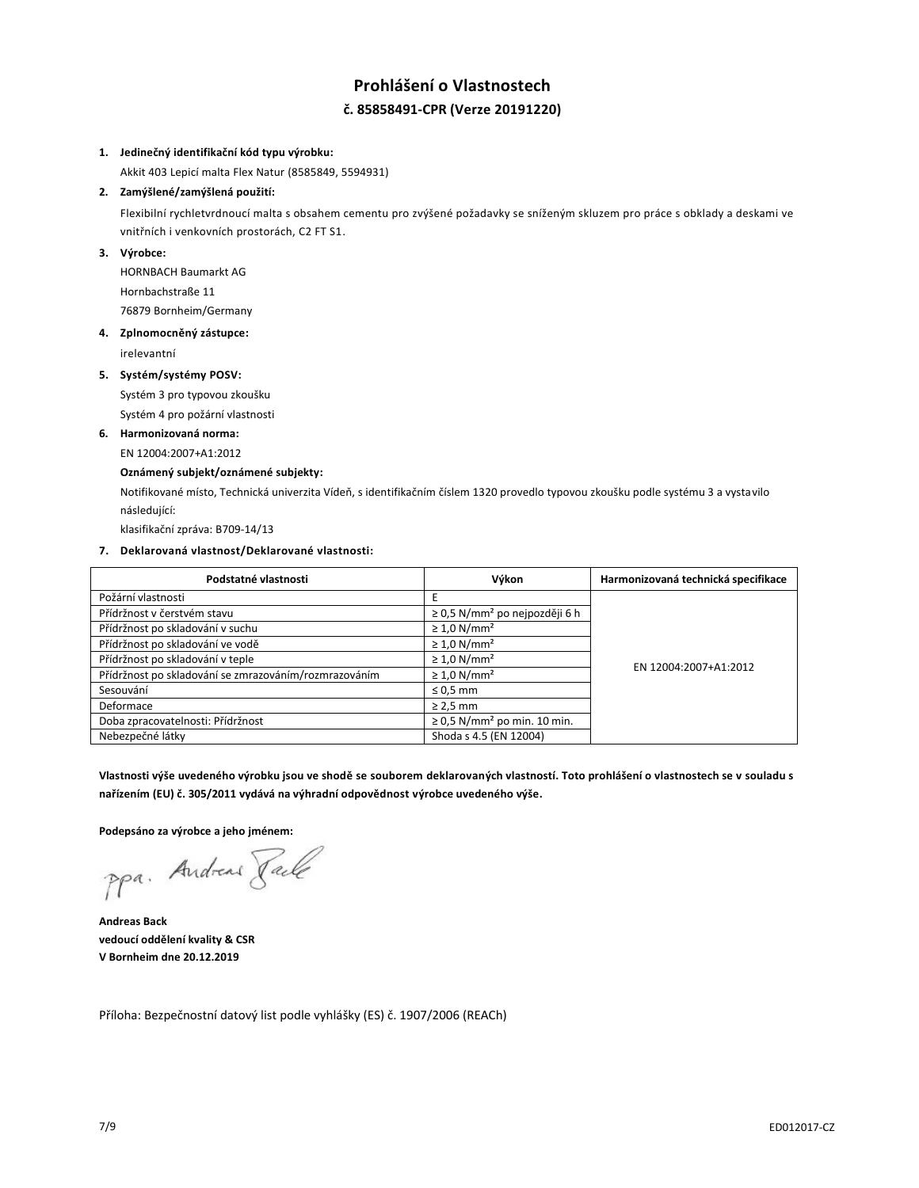# Prohlášení o Vlastnostech

## č. 85858491-CPR (Verze 20191220)

1. **Jedinečný identifikační kód typu výrobku:**

   Akkit 403 Lepicí malta Flex Natur (8585849, 5594931)

2. **Zamýšlené/zamýšlená použití:**

   Flexibilní rychletvrdnoucí malta s obsahem cementu pro zvýšené požadavky se sníženým skluzem pro práce s obklady a deskami ve vnitřních i venkovních prostorách, C2 FT S1.

3. **Výrobce:**

   HORNBACH Baumarkt AG

   Hornbachstraße 11

   76879 Bornheim/Germany

4. **Zplnomocněný zástupce:**

   irelevantní

5. **Systém/systémy POSV:**

   Systém 3 pro typovou zkoušku

   Systém 4 pro požární vlastnosti

6. **Harmonizovaná norma:**

   EN 12004:2007+A1:2012

   **Oznámený subjekt/oznámené subjekty:**

   Notifikované místo, Technická univerzita Vídeň, s identifikačním číslem 1320 provedlo typovou zkoušku podle systému 3 a vystavilo následující:

   klasifikační zpráva: B709-14/13

7. **Deklarovaná vlastnost/Deklarované vlastnosti:**

| Podstatné vlastnosti | Výkon | Harmonizovaná technická specifikace |
|---|---|---|
| Požární vlastnosti | E | EN 12004:2007+A1:2012 |
| Přídržnost v čerstvém stavu | ≥ 0,5 N/mm² po nejpozději 6 h | |
| Přídržnost po skladování v suchu | ≥ 1,0 N/mm² | |
| Přídržnost po skladování ve vodě | ≥ 1,0 N/mm² | |
| Přídržnost po skladování v teple | ≥ 1,0 N/mm² | |
| Přídržnost po skladování se zmrazováním/rozmrazováním | ≥ 1,0 N/mm² | |
| Sesouvání | ≤ 0,5 mm | |
| Deformace | ≥ 2,5 mm | |
| Doba zpracovatelnosti: Přídržnost | ≥ 0,5 N/mm² po min. 10 min. | |
| Nebezpečné látky | Shoda s 4.5 (EN 12004) | |

**Vlastnosti výše uvedeného výrobku jsou ve shodě se souborem deklarovaných vlastností. Toto prohlášení o vlastnostech se v souladu s nařízením (EU) č. 305/2011 vydává na výhradní odpovědnost výrobce uvedeného výše.**

**Podepsáno za výrobce a jeho jménem:**

ppa. Andreas Back

**Andreas Back**
**vedoucí oddělení kvality & CSR**
**V Bornheim dne 20.12.2019**

Příloha: Bezpečnostní datový list podle vyhlášky (ES) č. 1907/2006 (REACh)

ED012017-CZ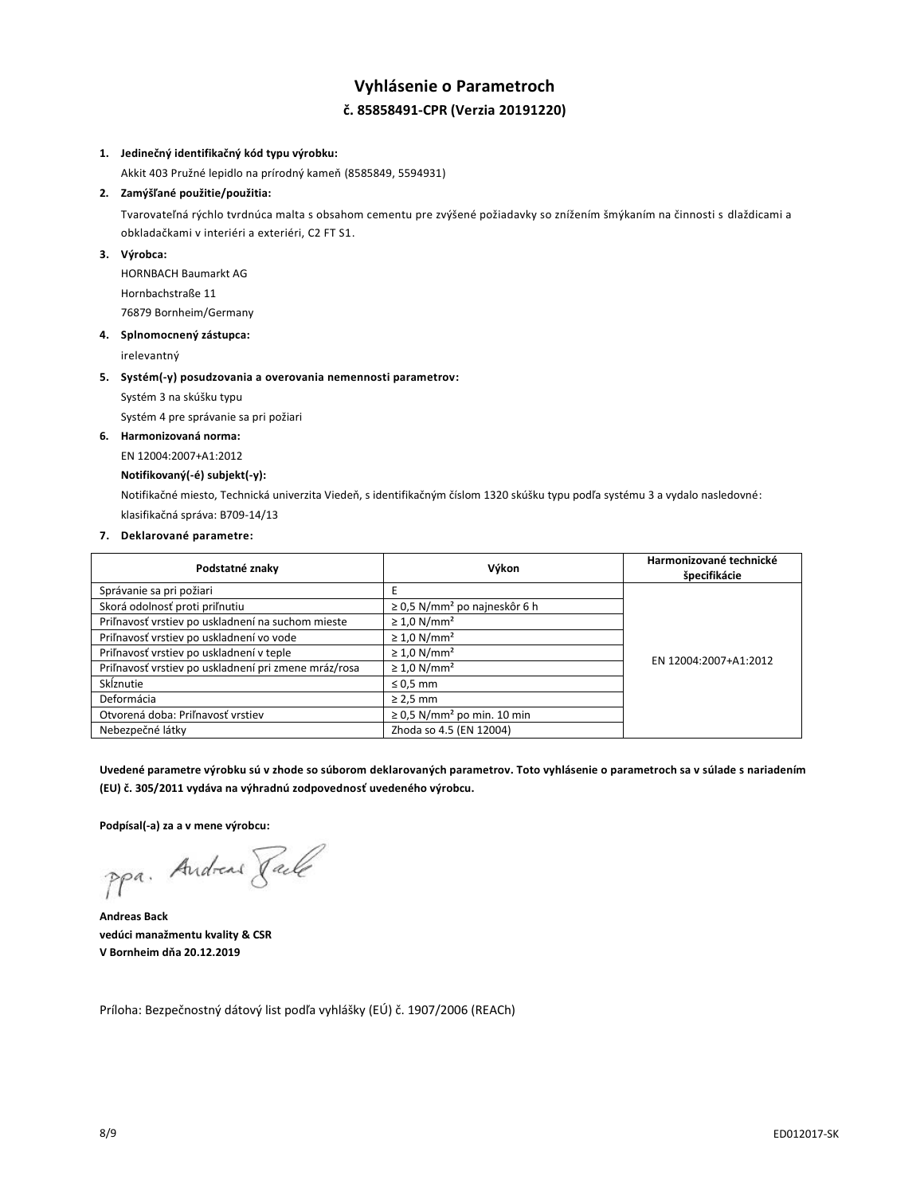# Vyhlásenie o Parametroch

## č. 85858491-CPR (Verzia 20191220)

1. **Jedinečný identifikačný kód typu výrobku:**

   Akkit 403 Pružné lepidlo na prírodný kameň (8585849, 5594931)

2. **Zamýšľané použitie/použitia:**

   Tvarovateľná rýchlo tvrdnúca malta s obsahom cementu pre zvýšené požiadavky so znížením šmýkaním na činnosti s dlaždicami a obkladačkami v interiéri a exteriéri, C2 FT S1.

3. **Výrobca:**

   HORNBACH Baumarkt AG

   Hornbachstraße 11

   76879 Bornheim/Germany

4. **Splnomocnený zástupca:**

   irelevantný

5. **Systém(-y) posudzovania a overovania nemennosti parametrov:**

   Systém 3 na skúšku typu

   Systém 4 pre správanie sa pri požiari

6. **Harmonizovaná norma:**

   EN 12004:2007+A1:2012

   **Notifikovaný(-é) subjekt(-y):**

   Notifikačné miesto, Technická univerzita Viedeň, s identifikačným číslom 1320 skúšku typu podľa systému 3 a vydalo nasledovné: klasifikačná správa: B709-14/13

7. **Deklarované parametre:**

| Podstatné znaky | Výkon | Harmonizované technické špecifikácie |
|---|---|---|
| Správanie sa pri požiari | E | EN 12004:2007+A1:2012 |
| Skorá odolnosť proti priľnutiu | ≥ 0,5 N/mm² po najneskôr 6 h | |
| Priľnavosť vrstiev po uskladnení na suchom mieste | ≥ 1,0 N/mm² | |
| Priľnavosť vrstiev po uskladnení vo vode | ≥ 1,0 N/mm² | |
| Priľnavosť vrstiev po uskladnení v teple | ≥ 1,0 N/mm² | |
| Priľnavosť vrstiev po uskladnení pri zmene mráz/rosa | ≥ 1,0 N/mm² | |
| Skĺznutie | ≤ 0,5 mm | |
| Deformácia | ≥ 2,5 mm | |
| Otvorená doba: Priľnavosť vrstiev | ≥ 0,5 N/mm² po min. 10 min | |
| Nebezpečné látky | Zhoda so 4.5 (EN 12004) | |

**Uvedené parametre výrobku sú v zhode so súborom deklarovaných parametrov. Toto vyhlásenie o parametroch sa v súlade s nariadením (EU) č. 305/2011 vydáva na výhradnú zodpovednosť uvedeného výrobcu.**

**Podpísal(-a) za a v mene výrobcu:**

ppa. Andreas Back

**Andreas Back**
**vedúci manažmentu kvality & CSR**
**V Bornheim dňa 20.12.2019**

Príloha: Bezpečnostný dátový list podľa vyhlášky (EÚ) č. 1907/2006 (REACh)

ED012017-SK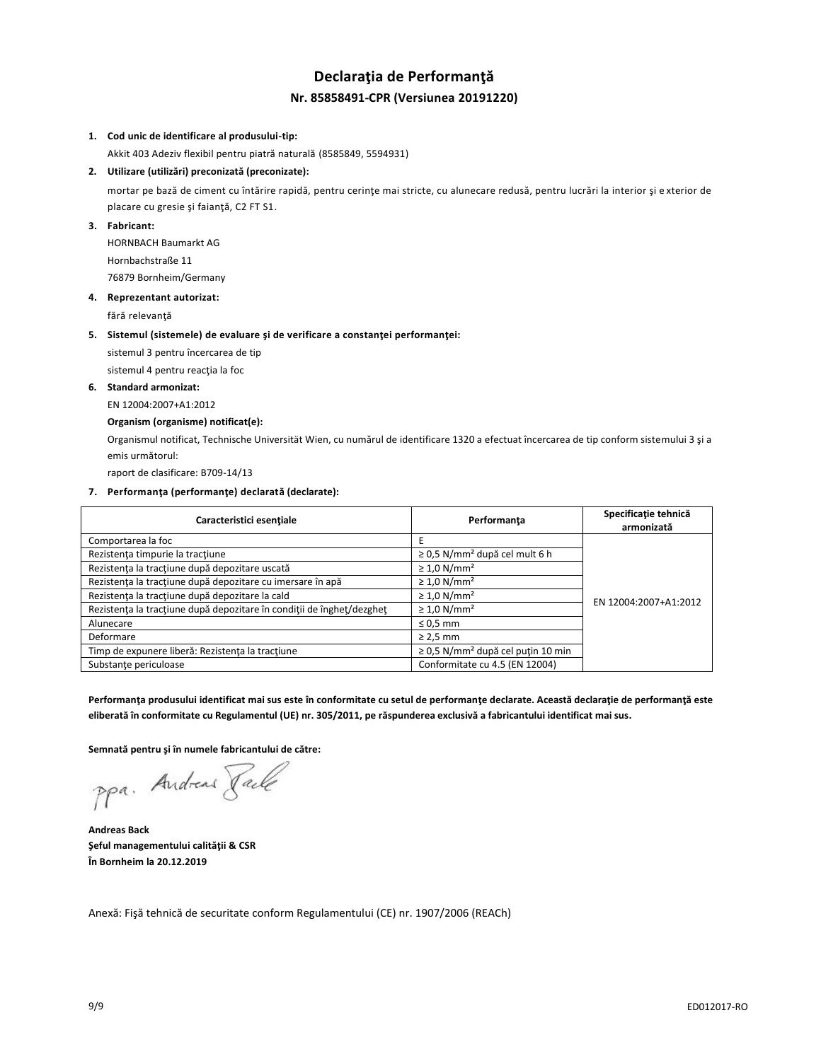# Declaraţia de Performanţă

## Nr. 85858491-CPR (Versiunea 20191220)

1. **Cod unic de identificare al produsului-tip:**

   Akkit 403 Adeziv flexibil pentru piatră naturală (8585849, 5594931)

2. **Utilizare (utilizări) preconizată (preconizate):**

   mortar pe bază de ciment cu întărire rapidă, pentru cerinţe mai stricte, cu alunecare redusă, pentru lucrări la interior şi exterior de placare cu gresie şi faianţă, C2 FT S1.

3. **Fabricant:**

   HORNBACH Baumarkt AG
   Hornbachstraße 11
   76879 Bornheim/Germany

4. **Reprezentant autorizat:**

   fără relevanţă

5. **Sistemul (sistemele) de evaluare şi de verificare a constanţei performanţei:**

   sistemul 3 pentru încercarea de tip
   sistemul 4 pentru reacţia la foc

6. **Standard armonizat:**

   EN 12004:2007+A1:2012

   **Organism (organisme) notificat(e):**

   Organismul notificat, Technische Universität Wien, cu numărul de identificare 1320 a efectuat încercarea de tip conform sistemului 3 şi a emis următorul:
   raport de clasificare: B709-14/13

7. **Performanţa (performanţe) declarată (declarate):**

| Caracteristici esenţiale | Performanţa | Specificaţie tehnică armonizată |
|---|---|---|
| Comportarea la foc | E | EN 12004:2007+A1:2012 |
| Rezistenţa timpurie la tracţiune | ≥ 0,5 N/mm² după cel mult 6 h | |
| Rezistenţa la tracţiune după depozitare uscată | ≥ 1,0 N/mm² | |
| Rezistenţa la tracţiune după depozitare cu imersare în apă | ≥ 1,0 N/mm² | |
| Rezistenţa la tracţiune după depozitare la cald | ≥ 1,0 N/mm² | |
| Rezistenţa la tracţiune după depozitare în condiţii de îngheţ/dezgheţ | ≥ 1,0 N/mm² | |
| Alunecare | ≤ 0,5 mm | |
| Deformare | ≥ 2,5 mm | |
| Timp de expunere liberă: Rezistenţa la tracţiune | ≥ 0,5 N/mm² după cel puţin 10 min | |
| Substanţe periculoase | Conformitate cu 4.5 (EN 12004) | |

**Performanţa produsului identificat mai sus este în conformitate cu setul de performanţe declarate. Această declaraţie de performanţă este eliberată în conformitate cu Regulamentul (UE) nr. 305/2011, pe răspunderea exclusivă a fabricantului identificat mai sus.**

**Semnată pentru şi în numele fabricantului de către:**

ppa. Andreas Back

**Andreas Back**
**Şeful managementului calităţii & CSR**
**În Bornheim la 20.12.2019**

Anexă: Fişă tehnică de securitate conform Regulamentului (CE) nr. 1907/2006 (REACh)

ED012017-RO